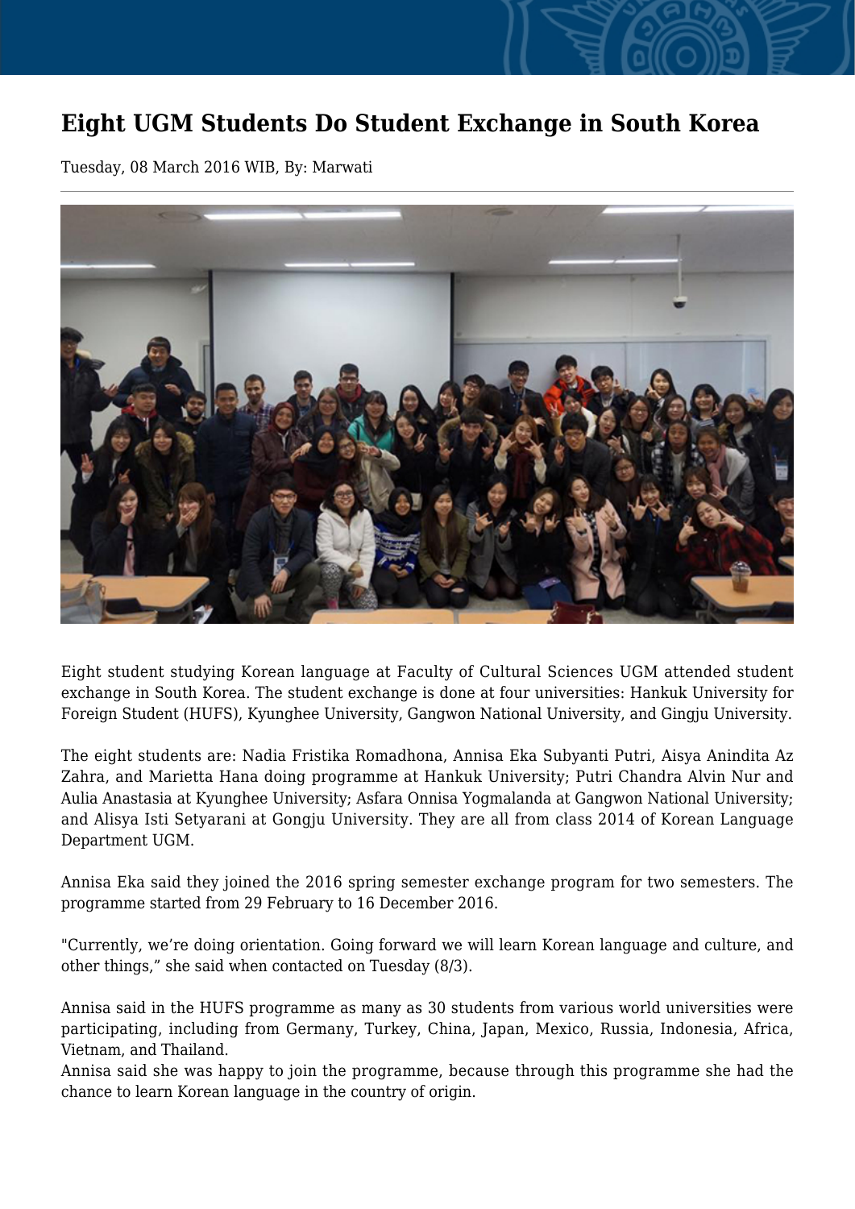# Eight UGM Students Do Student Exchange in South Korea

Tuesday, 08 March 2016 WIB, By: Marwati

Eight student studying Korean language at Faculty of Cultural Sciences UGM attended student exchange in South Korea. The student exchange is done at four universities: Hankuk University for Foreign Student (HUFS), Kyunghee University, Gangwon National University, and Gingju University.

The eight students are: Nadia Fristika Romadhona, Annisa Eka Subyanti Putri, Aisya Anindita Az Zahra, and Marietta Hana doing programme at Hankuk University; Putri Chandra Alvin Nur and Aulia Anastasia at Kyunghee University; Asfara Onnisa Yogmalanda at Gangwon National University; and Alisya Isti Setyarani at Gongju University. They are all from class 2014 of Korean Language Department UGM.

Annisa Eka said they joined the 2016 spring semester exchange program for two semesters. The programme started from 29 February to 16 December 2016.

"Currently, we're doing orientation. Going forward we will learn Korean language and culture, and other things," she said when contacted on Tuesday (8/3).

Annisa said in the HUFS programme as many as 30 students from various world universities were participating, including from Germany, Turkey, China, Japan, Mexico, Russia, Indonesia, Africa, Vietnam, and Thailand.
Annisa said she was happy to join the programme, because through this programme she had the chance to learn Korean language in the country of origin.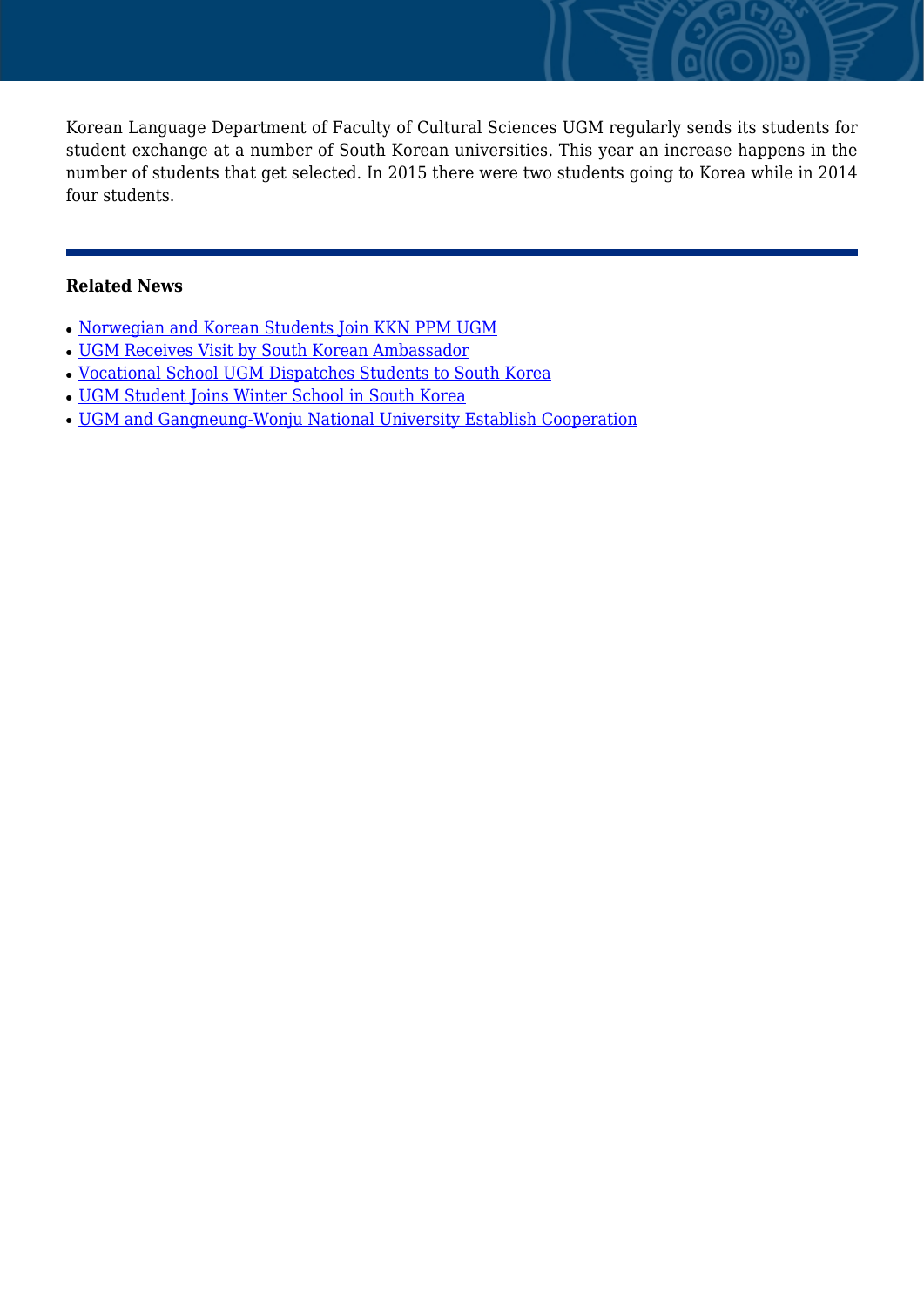Korean Language Department of Faculty of Cultural Sciences UGM regularly sends its students for student exchange at a number of South Korean universities. This year an increase happens in the number of students that get selected. In 2015 there were two students going to Korea while in 2014 four students.

---

**Related News**

- Norwegian and Korean Students Join KKN PPM UGM
- UGM Receives Visit by South Korean Ambassador
- Vocational School UGM Dispatches Students to South Korea
- UGM Student Joins Winter School in South Korea
- UGM and Gangneung-Wonju National University Establish Cooperation